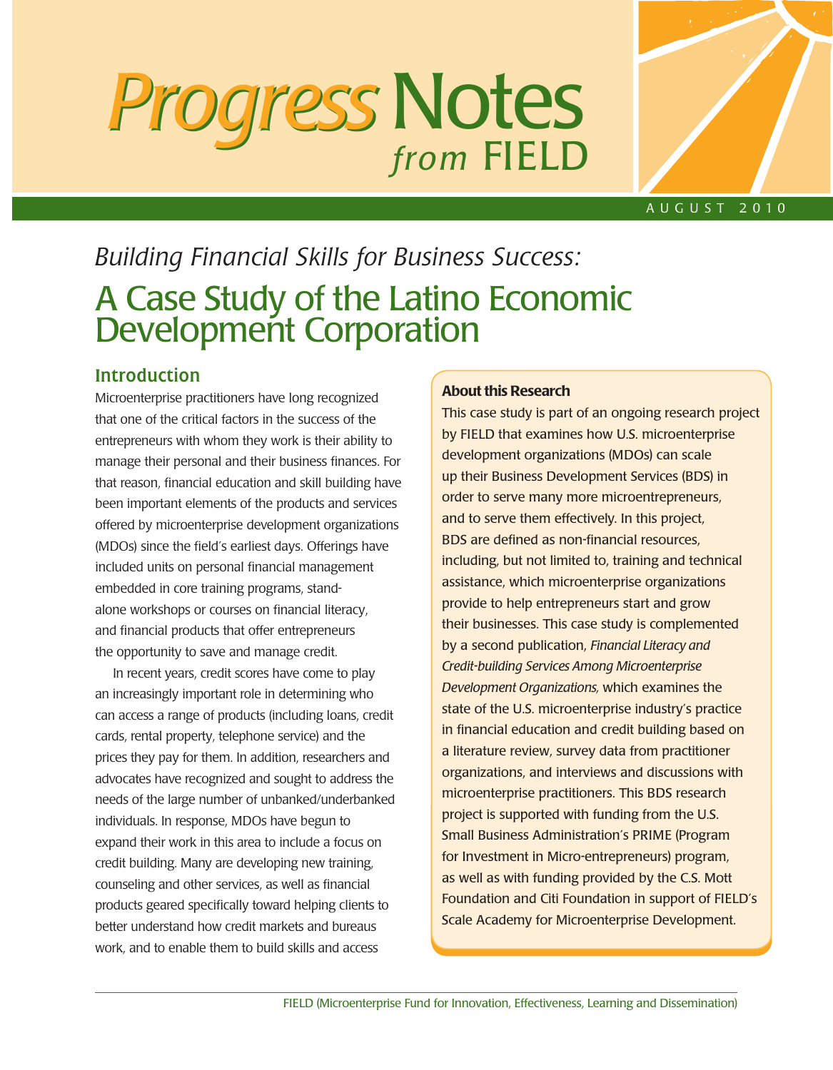# *Progress* Notes *from* FIELD

AUGUST 2010

*Building Financial Skills for Business Success:*

# A Case Study of the Latino Economic Development Corporation

## Introduction

Microenterprise practitioners have long recognized that one of the critical factors in the success of the entrepreneurs with whom they work is their ability to manage their personal and their business finances. For that reason, financial education and skill building have been important elements of the products and services offered by microenterprise development organizations (MDOs) since the field's earliest days. Offerings have included units on personal financial management embedded in core training programs, stand-alone workshops or courses on financial literacy, and financial products that offer entrepreneurs the opportunity to save and manage credit.

In recent years, credit scores have come to play an increasingly important role in determining who can access a range of products (including loans, credit cards, rental property, telephone service) and the prices they pay for them. In addition, researchers and advocates have recognized and sought to address the needs of the large number of unbanked/underbanked individuals. In response, MDOs have begun to expand their work in this area to include a focus on credit building. Many are developing new training, counseling and other services, as well as financial products geared specifically toward helping clients to better understand how credit markets and bureaus work, and to enable them to build skills and access

> **About this Research**
>
> This case study is part of an ongoing research project by FIELD that examines how U.S. microenterprise development organizations (MDOs) can scale up their Business Development Services (BDS) in order to serve many more microentrepreneurs, and to serve them effectively. In this project, BDS are defined as non-financial resources, including, but not limited to, training and technical assistance, which microenterprise organizations provide to help entrepreneurs start and grow their businesses. This case study is complemented by a second publication, *Financial Literacy and Credit-building Services Among Microenterprise Development Organizations,* which examines the state of the U.S. microenterprise industry's practice in financial education and credit building based on a literature review, survey data from practitioner organizations, and interviews and discussions with microenterprise practitioners. This BDS research project is supported with funding from the U.S. Small Business Administration's PRIME (Program for Investment in Micro-entrepreneurs) program, as well as with funding provided by the C.S. Mott Foundation and Citi Foundation in support of FIELD's Scale Academy for Microenterprise Development.

FIELD (Microenterprise Fund for Innovation, Effectiveness, Learning and Dissemination)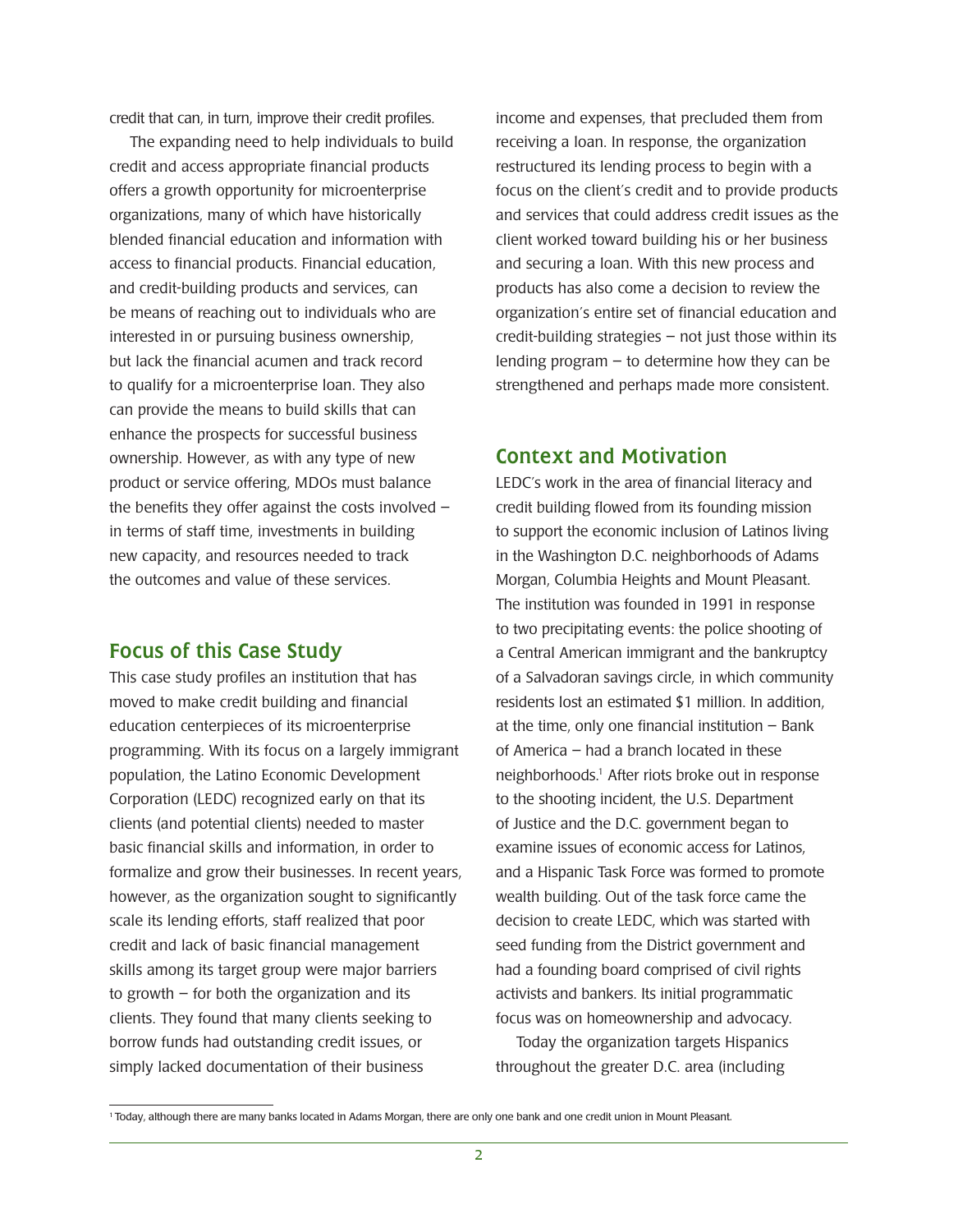credit that can, in turn, improve their credit profiles.

The expanding need to help individuals to build credit and access appropriate financial products offers a growth opportunity for microenterprise organizations, many of which have historically blended financial education and information with access to financial products. Financial education, and credit-building products and services, can be means of reaching out to individuals who are interested in or pursuing business ownership, but lack the financial acumen and track record to qualify for a microenterprise loan. They also can provide the means to build skills that can enhance the prospects for successful business ownership. However, as with any type of new product or service offering, MDOs must balance the benefits they offer against the costs involved – in terms of staff time, investments in building new capacity, and resources needed to track the outcomes and value of these services.

## Focus of this Case Study

This case study profiles an institution that has moved to make credit building and financial education centerpieces of its microenterprise programming. With its focus on a largely immigrant population, the Latino Economic Development Corporation (LEDC) recognized early on that its clients (and potential clients) needed to master basic financial skills and information, in order to formalize and grow their businesses. In recent years, however, as the organization sought to significantly scale its lending efforts, staff realized that poor credit and lack of basic financial management skills among its target group were major barriers to growth – for both the organization and its clients. They found that many clients seeking to borrow funds had outstanding credit issues, or simply lacked documentation of their business income and expenses, that precluded them from receiving a loan. In response, the organization restructured its lending process to begin with a focus on the client's credit and to provide products and services that could address credit issues as the client worked toward building his or her business and securing a loan. With this new process and products has also come a decision to review the organization's entire set of financial education and credit-building strategies – not just those within its lending program – to determine how they can be strengthened and perhaps made more consistent.

## Context and Motivation

LEDC's work in the area of financial literacy and credit building flowed from its founding mission to support the economic inclusion of Latinos living in the Washington D.C. neighborhoods of Adams Morgan, Columbia Heights and Mount Pleasant. The institution was founded in 1991 in response to two precipitating events: the police shooting of a Central American immigrant and the bankruptcy of a Salvadoran savings circle, in which community residents lost an estimated $1 million. In addition, at the time, only one financial institution – Bank of America – had a branch located in these neighborhoods.[1] After riots broke out in response to the shooting incident, the U.S. Department of Justice and the D.C. government began to examine issues of economic access for Latinos, and a Hispanic Task Force was formed to promote wealth building. Out of the task force came the decision to create LEDC, which was started with seed funding from the District government and had a founding board comprised of civil rights activists and bankers. Its initial programmatic focus was on homeownership and advocacy.

Today the organization targets Hispanics throughout the greater D.C. area (including

[1] Today, although there are many banks located in Adams Morgan, there are only one bank and one credit union in Mount Pleasant.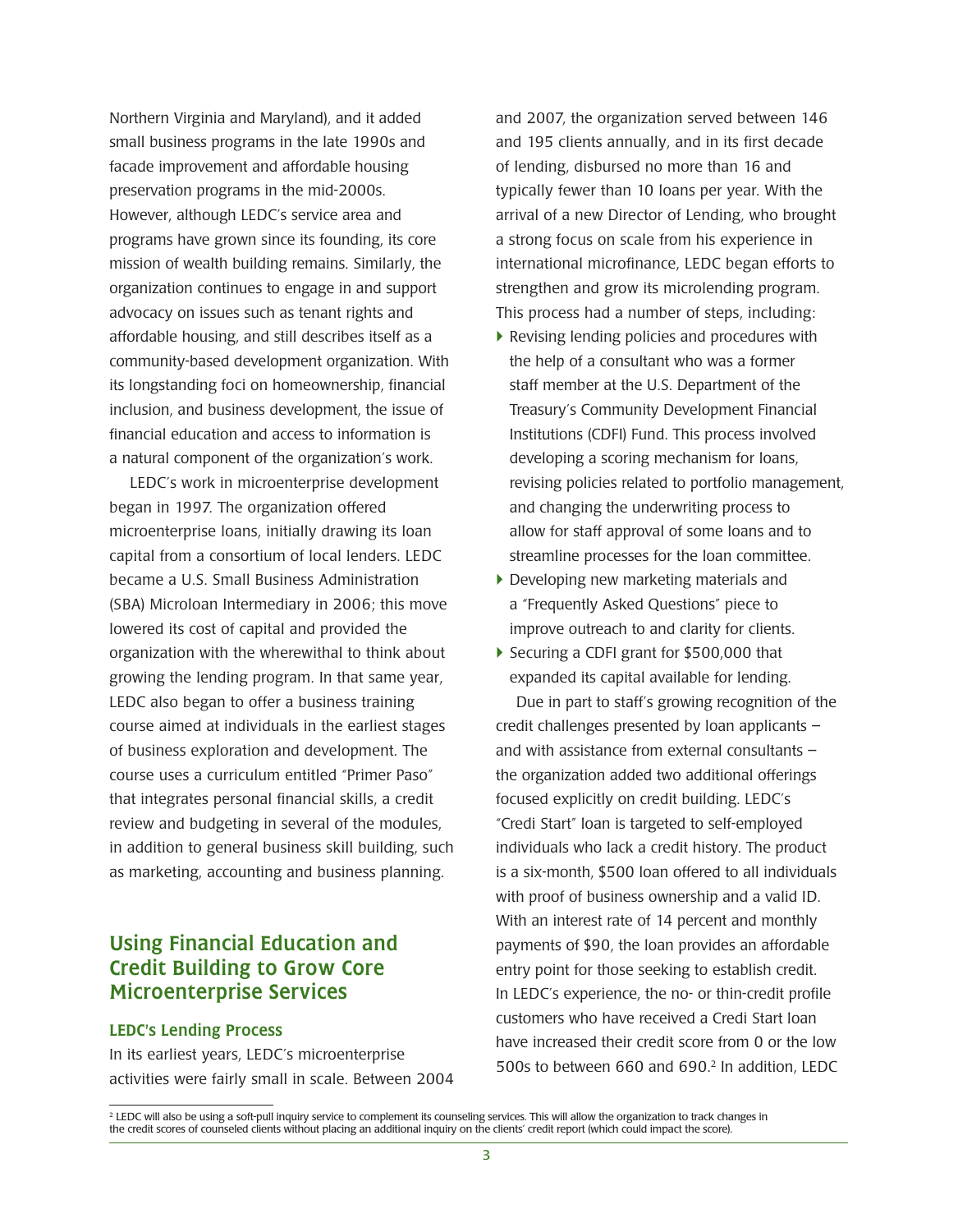Northern Virginia and Maryland), and it added small business programs in the late 1990s and facade improvement and affordable housing preservation programs in the mid-2000s. However, although LEDC's service area and programs have grown since its founding, its core mission of wealth building remains. Similarly, the organization continues to engage in and support advocacy on issues such as tenant rights and affordable housing, and still describes itself as a community-based development organization. With its longstanding foci on homeownership, financial inclusion, and business development, the issue of financial education and access to information is a natural component of the organization's work.

LEDC's work in microenterprise development began in 1997. The organization offered microenterprise loans, initially drawing its loan capital from a consortium of local lenders. LEDC became a U.S. Small Business Administration (SBA) Microloan Intermediary in 2006; this move lowered its cost of capital and provided the organization with the wherewithal to think about growing the lending program. In that same year, LEDC also began to offer a business training course aimed at individuals in the earliest stages of business exploration and development. The course uses a curriculum entitled "Primer Paso" that integrates personal financial skills, a credit review and budgeting in several of the modules, in addition to general business skill building, such as marketing, accounting and business planning.

## Using Financial Education and Credit Building to Grow Core Microenterprise Services

### LEDC's Lending Process

In its earliest years, LEDC's microenterprise activities were fairly small in scale. Between 2004 and 2007, the organization served between 146 and 195 clients annually, and in its first decade of lending, disbursed no more than 16 and typically fewer than 10 loans per year. With the arrival of a new Director of Lending, who brought a strong focus on scale from his experience in international microfinance, LEDC began efforts to strengthen and grow its microlending program. This process had a number of steps, including:

- Revising lending policies and procedures with the help of a consultant who was a former staff member at the U.S. Department of the Treasury's Community Development Financial Institutions (CDFI) Fund. This process involved developing a scoring mechanism for loans, revising policies related to portfolio management, and changing the underwriting process to allow for staff approval of some loans and to streamline processes for the loan committee.
- Developing new marketing materials and a "Frequently Asked Questions" piece to improve outreach to and clarity for clients.
- Securing a CDFI grant for $500,000 that expanded its capital available for lending.

Due in part to staff's growing recognition of the credit challenges presented by loan applicants – and with assistance from external consultants – the organization added two additional offerings focused explicitly on credit building. LEDC's "Credi Start" loan is targeted to self-employed individuals who lack a credit history. The product is a six-month, $500 loan offered to all individuals with proof of business ownership and a valid ID. With an interest rate of 14 percent and monthly payments of $90, the loan provides an affordable entry point for those seeking to establish credit. In LEDC's experience, the no- or thin-credit profile customers who have received a Credi Start loan have increased their credit score from 0 or the low 500s to between 660 and 690.[2] In addition, LEDC

[2] LEDC will also be using a soft-pull inquiry service to complement its counseling services. This will allow the organization to track changes in the credit scores of counseled clients without placing an additional inquiry on the clients' credit report (which could impact the score).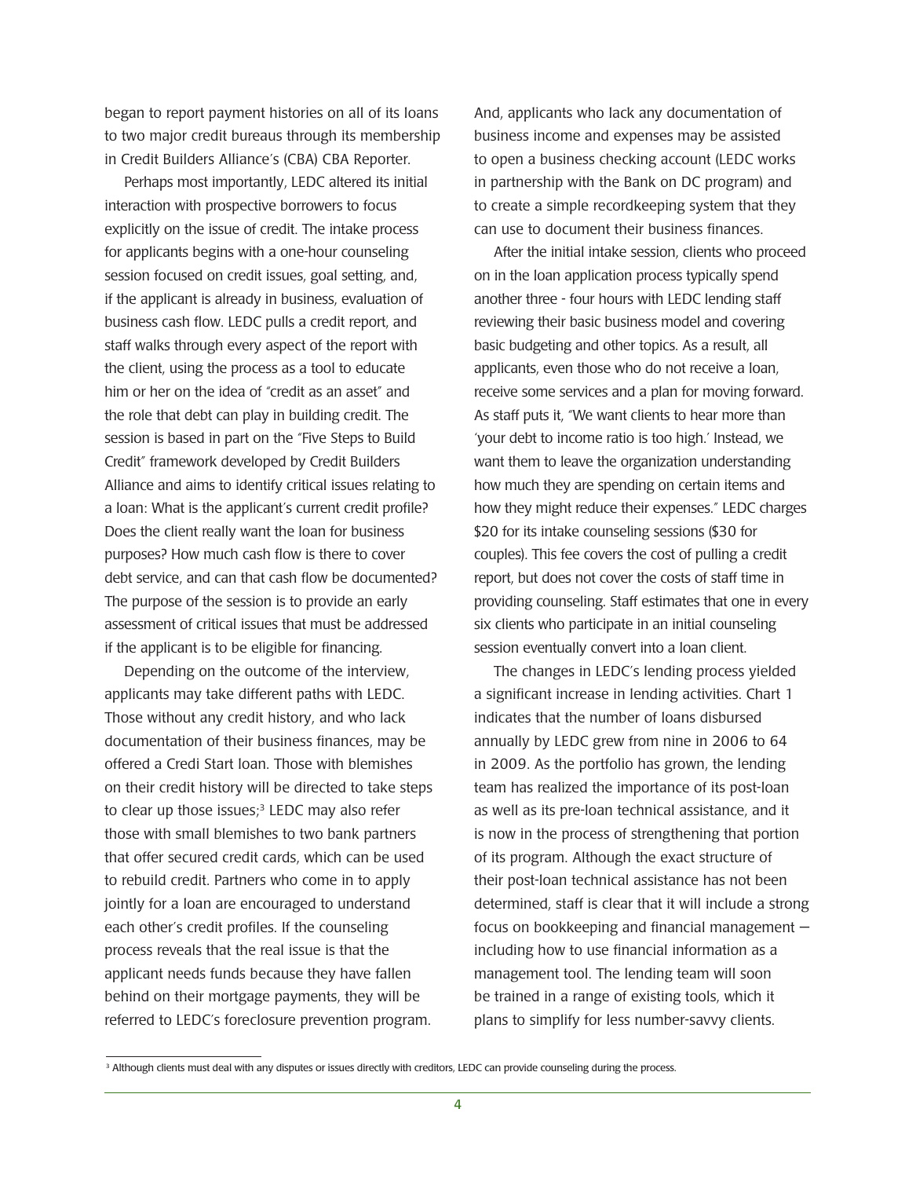began to report payment histories on all of its loans to two major credit bureaus through its membership in Credit Builders Alliance's (CBA) CBA Reporter.

Perhaps most importantly, LEDC altered its initial interaction with prospective borrowers to focus explicitly on the issue of credit. The intake process for applicants begins with a one-hour counseling session focused on credit issues, goal setting, and, if the applicant is already in business, evaluation of business cash flow. LEDC pulls a credit report, and staff walks through every aspect of the report with the client, using the process as a tool to educate him or her on the idea of "credit as an asset" and the role that debt can play in building credit. The session is based in part on the "Five Steps to Build Credit" framework developed by Credit Builders Alliance and aims to identify critical issues relating to a loan: What is the applicant's current credit profile? Does the client really want the loan for business purposes? How much cash flow is there to cover debt service, and can that cash flow be documented? The purpose of the session is to provide an early assessment of critical issues that must be addressed if the applicant is to be eligible for financing.

Depending on the outcome of the interview, applicants may take different paths with LEDC. Those without any credit history, and who lack documentation of their business finances, may be offered a Credi Start loan. Those with blemishes on their credit history will be directed to take steps to clear up those issues;[3] LEDC may also refer those with small blemishes to two bank partners that offer secured credit cards, which can be used to rebuild credit. Partners who come in to apply jointly for a loan are encouraged to understand each other's credit profiles. If the counseling process reveals that the real issue is that the applicant needs funds because they have fallen behind on their mortgage payments, they will be referred to LEDC's foreclosure prevention program. And, applicants who lack any documentation of business income and expenses may be assisted to open a business checking account (LEDC works in partnership with the Bank on DC program) and to create a simple recordkeeping system that they can use to document their business finances.

After the initial intake session, clients who proceed on in the loan application process typically spend another three - four hours with LEDC lending staff reviewing their basic business model and covering basic budgeting and other topics. As a result, all applicants, even those who do not receive a loan, receive some services and a plan for moving forward. As staff puts it, "We want clients to hear more than 'your debt to income ratio is too high.' Instead, we want them to leave the organization understanding how much they are spending on certain items and how they might reduce their expenses." LEDC charges $20 for its intake counseling sessions ($30 for couples). This fee covers the cost of pulling a credit report, but does not cover the costs of staff time in providing counseling. Staff estimates that one in every six clients who participate in an initial counseling session eventually convert into a loan client.

The changes in LEDC's lending process yielded a significant increase in lending activities. Chart 1 indicates that the number of loans disbursed annually by LEDC grew from nine in 2006 to 64 in 2009. As the portfolio has grown, the lending team has realized the importance of its post-loan as well as its pre-loan technical assistance, and it is now in the process of strengthening that portion of its program. Although the exact structure of their post-loan technical assistance has not been determined, staff is clear that it will include a strong focus on bookkeeping and financial management — including how to use financial information as a management tool. The lending team will soon be trained in a range of existing tools, which it plans to simplify for less number-savvy clients.

[3] Although clients must deal with any disputes or issues directly with creditors, LEDC can provide counseling during the process.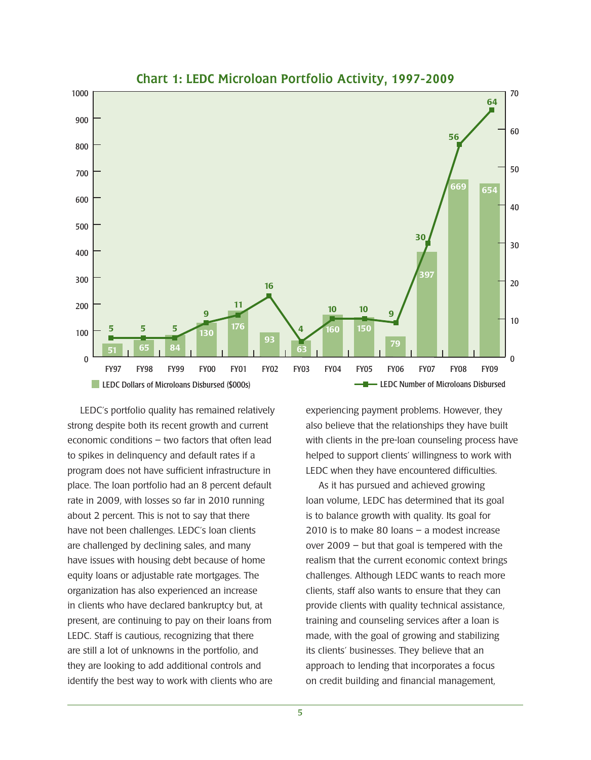## Chart 1: LEDC Microloan Portfolio Activity, 1997-2009

| | FY97 | FY98 | FY99 | FY00 | FY01 | FY02 | FY03 | FY04 | FY05 | FY06 | FY07 | FY08 | FY09 |
|---|---|---|---|---|---|---|---|---|---|---|---|---|---|
| LEDC Dollars of Microloans Disbursed ($000s) | 51 | 65 | 84 | 130 | 176 | 93 | 63 | 160 | 150 | 79 | 397 | 669 | 654 |
| LEDC Number of Microloans Disbursed | 5 | 5 | 5 | 9 | 11 | 16 | 4 | 10 | 10 | 9 | 30 | 56 | 64 |

LEDC's portfolio quality has remained relatively strong despite both its recent growth and current economic conditions – two factors that often lead to spikes in delinquency and default rates if a program does not have sufficient infrastructure in place. The loan portfolio had an 8 percent default rate in 2009, with losses so far in 2010 running about 2 percent. This is not to say that there have not been challenges. LEDC's loan clients are challenged by declining sales, and many have issues with housing debt because of home equity loans or adjustable rate mortgages. The organization has also experienced an increase in clients who have declared bankruptcy but, at present, are continuing to pay on their loans from LEDC. Staff is cautious, recognizing that there are still a lot of unknowns in the portfolio, and they are looking to add additional controls and identify the best way to work with clients who are experiencing payment problems. However, they also believe that the relationships they have built with clients in the pre-loan counseling process have helped to support clients' willingness to work with LEDC when they have encountered difficulties.

As it has pursued and achieved growing loan volume, LEDC has determined that its goal is to balance growth with quality. Its goal for 2010 is to make 80 loans – a modest increase over 2009 – but that goal is tempered with the realism that the current economic context brings challenges. Although LEDC wants to reach more clients, staff also wants to ensure that they can provide clients with quality technical assistance, training and counseling services after a loan is made, with the goal of growing and stabilizing its clients' businesses. They believe that an approach to lending that incorporates a focus on credit building and financial management,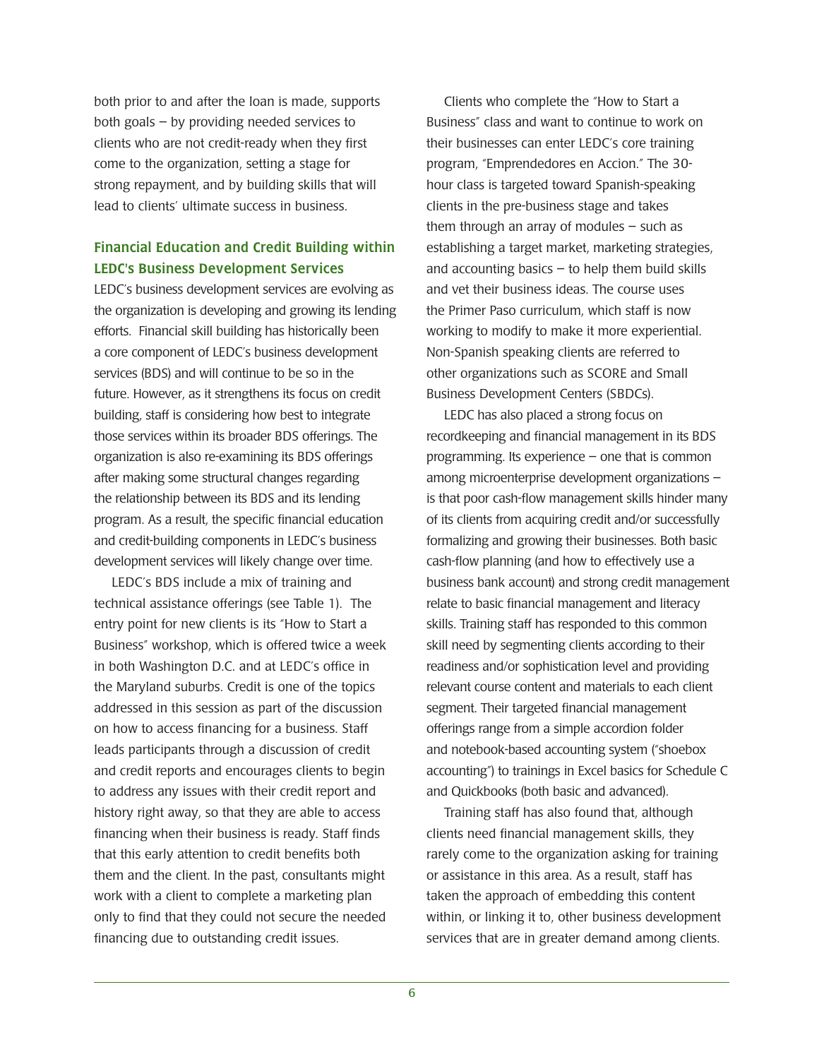both prior to and after the loan is made, supports both goals – by providing needed services to clients who are not credit-ready when they first come to the organization, setting a stage for strong repayment, and by building skills that will lead to clients' ultimate success in business.

## Financial Education and Credit Building within LEDC's Business Development Services

LEDC's business development services are evolving as the organization is developing and growing its lending efforts. Financial skill building has historically been a core component of LEDC's business development services (BDS) and will continue to be so in the future. However, as it strengthens its focus on credit building, staff is considering how best to integrate those services within its broader BDS offerings. The organization is also re-examining its BDS offerings after making some structural changes regarding the relationship between its BDS and its lending program. As a result, the specific financial education and credit-building components in LEDC's business development services will likely change over time.

LEDC's BDS include a mix of training and technical assistance offerings (see Table 1). The entry point for new clients is its "How to Start a Business" workshop, which is offered twice a week in both Washington D.C. and at LEDC's office in the Maryland suburbs. Credit is one of the topics addressed in this session as part of the discussion on how to access financing for a business. Staff leads participants through a discussion of credit and credit reports and encourages clients to begin to address any issues with their credit report and history right away, so that they are able to access financing when their business is ready. Staff finds that this early attention to credit benefits both them and the client. In the past, consultants might work with a client to complete a marketing plan only to find that they could not secure the needed financing due to outstanding credit issues.

Clients who complete the "How to Start a Business" class and want to continue to work on their businesses can enter LEDC's core training program, "Emprendedores en Accion." The 30-hour class is targeted toward Spanish-speaking clients in the pre-business stage and takes them through an array of modules – such as establishing a target market, marketing strategies, and accounting basics – to help them build skills and vet their business ideas. The course uses the Primer Paso curriculum, which staff is now working to modify to make it more experiential. Non-Spanish speaking clients are referred to other organizations such as SCORE and Small Business Development Centers (SBDCs).

LEDC has also placed a strong focus on recordkeeping and financial management in its BDS programming. Its experience – one that is common among microenterprise development organizations – is that poor cash-flow management skills hinder many of its clients from acquiring credit and/or successfully formalizing and growing their businesses. Both basic cash-flow planning (and how to effectively use a business bank account) and strong credit management relate to basic financial management and literacy skills. Training staff has responded to this common skill need by segmenting clients according to their readiness and/or sophistication level and providing relevant course content and materials to each client segment. Their targeted financial management offerings range from a simple accordion folder and notebook-based accounting system ("shoebox accounting") to trainings in Excel basics for Schedule C and Quickbooks (both basic and advanced).

Training staff has also found that, although clients need financial management skills, they rarely come to the organization asking for training or assistance in this area. As a result, staff has taken the approach of embedding this content within, or linking it to, other business development services that are in greater demand among clients.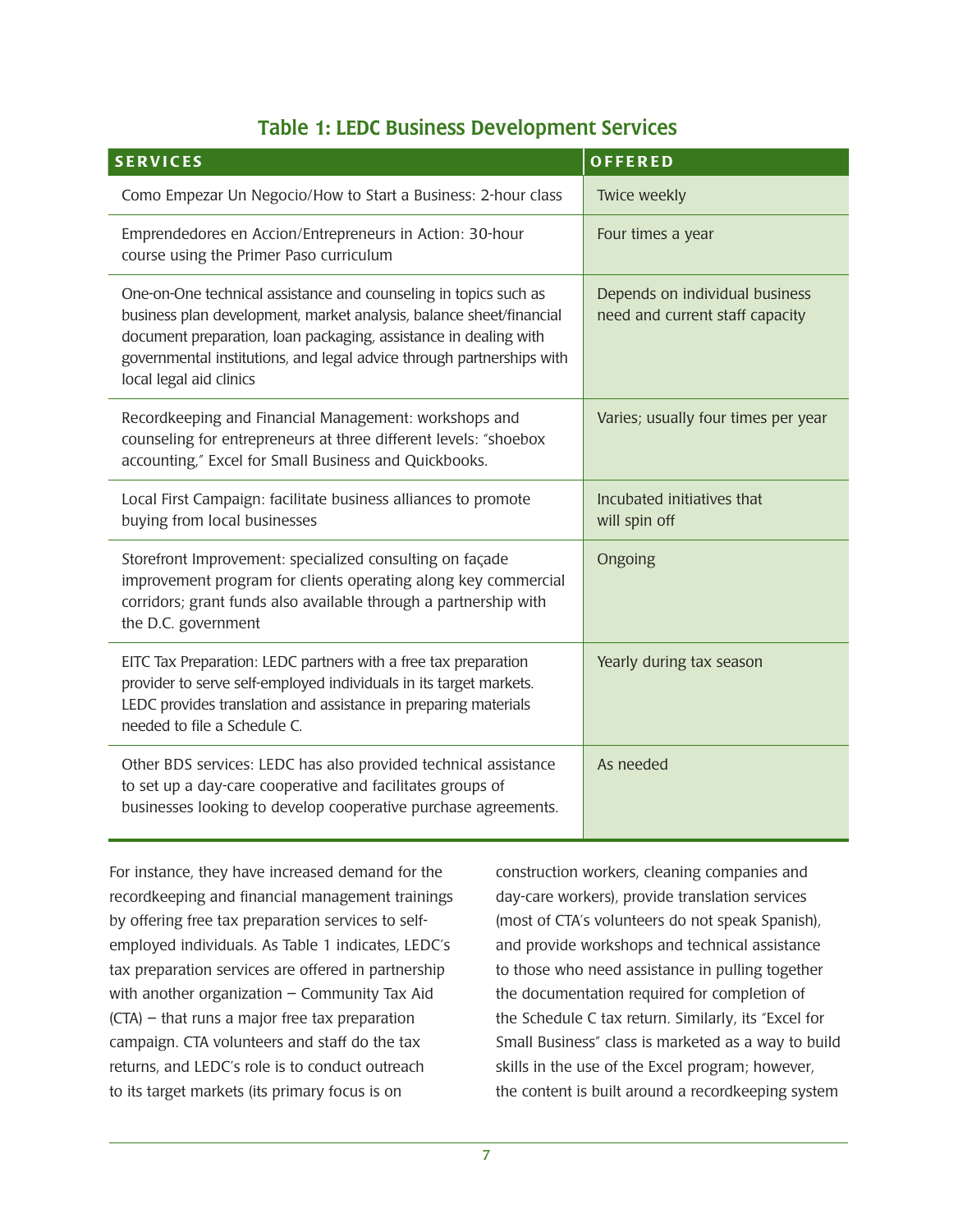## Table 1: LEDC Business Development Services

| SERVICES | OFFERED |
|---|---|
| Como Empezar Un Negocio/How to Start a Business: 2-hour class | Twice weekly |
| Emprendedores en Accion/Entrepreneurs in Action: 30-hour course using the Primer Paso curriculum | Four times a year |
| One-on-One technical assistance and counseling in topics such as business plan development, market analysis, balance sheet/financial document preparation, loan packaging, assistance in dealing with governmental institutions, and legal advice through partnerships with local legal aid clinics | Depends on individual business need and current staff capacity |
| Recordkeeping and Financial Management: workshops and counseling for entrepreneurs at three different levels: "shoebox accounting," Excel for Small Business and Quickbooks. | Varies; usually four times per year |
| Local First Campaign: facilitate business alliances to promote buying from local businesses | Incubated initiatives that will spin off |
| Storefront Improvement: specialized consulting on façade improvement program for clients operating along key commercial corridors; grant funds also available through a partnership with the D.C. government | Ongoing |
| EITC Tax Preparation: LEDC partners with a free tax preparation provider to serve self-employed individuals in its target markets. LEDC provides translation and assistance in preparing materials needed to file a Schedule C. | Yearly during tax season |
| Other BDS services: LEDC has also provided technical assistance to set up a day-care cooperative and facilitates groups of businesses looking to develop cooperative purchase agreements. | As needed |

For instance, they have increased demand for the recordkeeping and financial management trainings by offering free tax preparation services to self-employed individuals. As Table 1 indicates, LEDC's tax preparation services are offered in partnership with another organization – Community Tax Aid (CTA) – that runs a major free tax preparation campaign. CTA volunteers and staff do the tax returns, and LEDC's role is to conduct outreach to its target markets (its primary focus is on construction workers, cleaning companies and day-care workers), provide translation services (most of CTA's volunteers do not speak Spanish), and provide workshops and technical assistance to those who need assistance in pulling together the documentation required for completion of the Schedule C tax return. Similarly, its "Excel for Small Business" class is marketed as a way to build skills in the use of the Excel program; however, the content is built around a recordkeeping system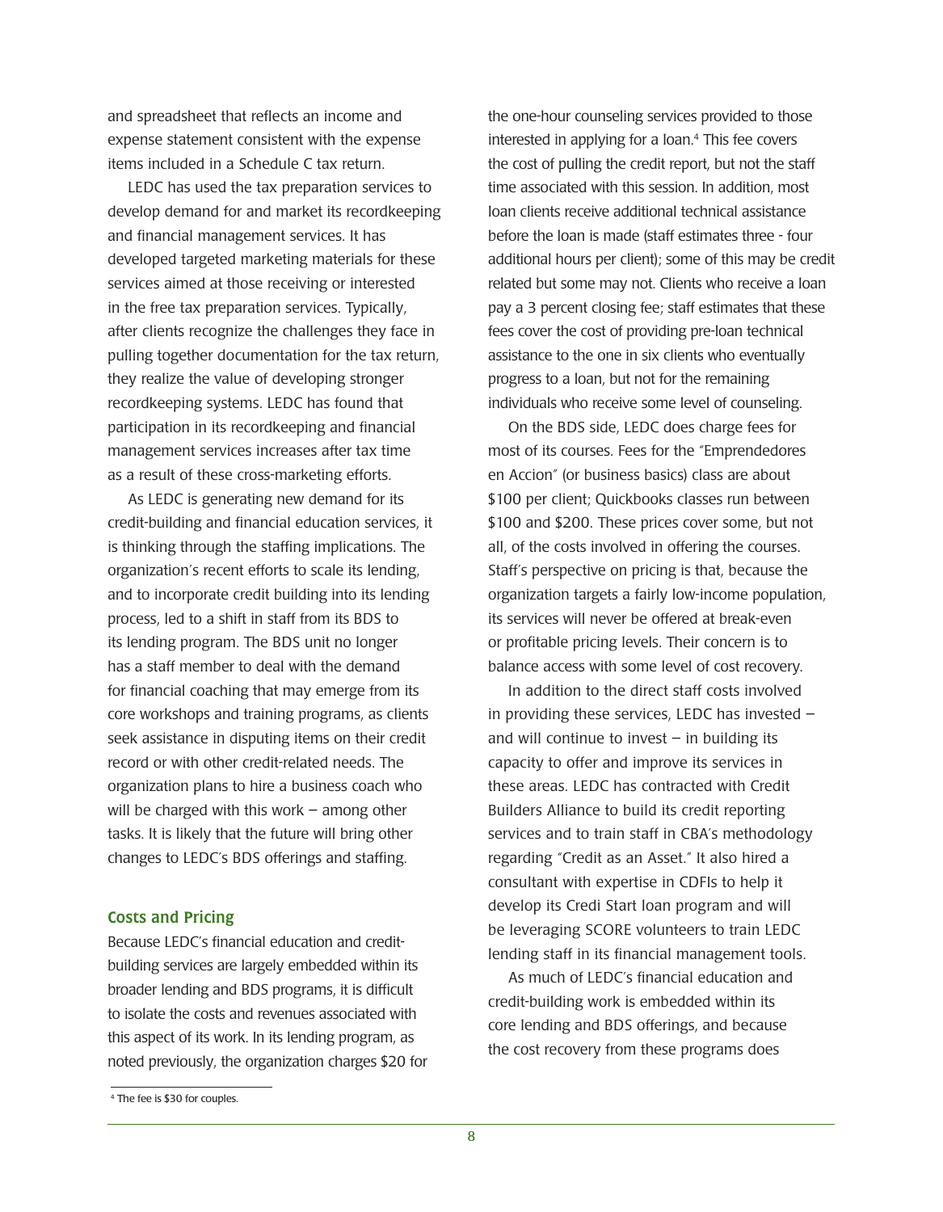and spreadsheet that reflects an income and expense statement consistent with the expense items included in a Schedule C tax return.

LEDC has used the tax preparation services to develop demand for and market its recordkeeping and financial management services. It has developed targeted marketing materials for these services aimed at those receiving or interested in the free tax preparation services. Typically, after clients recognize the challenges they face in pulling together documentation for the tax return, they realize the value of developing stronger recordkeeping systems. LEDC has found that participation in its recordkeeping and financial management services increases after tax time as a result of these cross-marketing efforts.

As LEDC is generating new demand for its credit-building and financial education services, it is thinking through the staffing implications. The organization's recent efforts to scale its lending, and to incorporate credit building into its lending process, led to a shift in staff from its BDS to its lending program. The BDS unit no longer has a staff member to deal with the demand for financial coaching that may emerge from its core workshops and training programs, as clients seek assistance in disputing items on their credit record or with other credit-related needs. The organization plans to hire a business coach who will be charged with this work – among other tasks. It is likely that the future will bring other changes to LEDC's BDS offerings and staffing.

### Costs and Pricing

Because LEDC's financial education and credit-building services are largely embedded within its broader lending and BDS programs, it is difficult to isolate the costs and revenues associated with this aspect of its work. In its lending program, as noted previously, the organization charges $20 for the one-hour counseling services provided to those interested in applying for a loan.[4] This fee covers the cost of pulling the credit report, but not the staff time associated with this session. In addition, most loan clients receive additional technical assistance before the loan is made (staff estimates three - four additional hours per client); some of this may be credit related but some may not. Clients who receive a loan pay a 3 percent closing fee; staff estimates that these fees cover the cost of providing pre-loan technical assistance to the one in six clients who eventually progress to a loan, but not for the remaining individuals who receive some level of counseling.

On the BDS side, LEDC does charge fees for most of its courses. Fees for the "Emprendedores en Accion" (or business basics) class are about $100 per client; Quickbooks classes run between $100 and $200. These prices cover some, but not all, of the costs involved in offering the courses. Staff's perspective on pricing is that, because the organization targets a fairly low-income population, its services will never be offered at break-even or profitable pricing levels. Their concern is to balance access with some level of cost recovery.

In addition to the direct staff costs involved in providing these services, LEDC has invested – and will continue to invest – in building its capacity to offer and improve its services in these areas. LEDC has contracted with Credit Builders Alliance to build its credit reporting services and to train staff in CBA's methodology regarding "Credit as an Asset." It also hired a consultant with expertise in CDFIs to help it develop its Credi Start loan program and will be leveraging SCORE volunteers to train LEDC lending staff in its financial management tools.

As much of LEDC's financial education and credit-building work is embedded within its core lending and BDS offerings, and because the cost recovery from these programs does

[4] The fee is $30 for couples.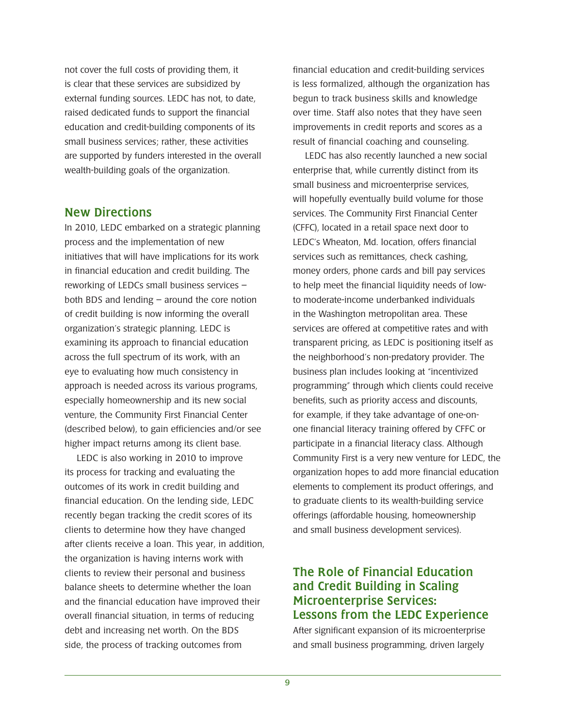not cover the full costs of providing them, it is clear that these services are subsidized by external funding sources. LEDC has not, to date, raised dedicated funds to support the financial education and credit-building components of its small business services; rather, these activities are supported by funders interested in the overall wealth-building goals of the organization.

## New Directions

In 2010, LEDC embarked on a strategic planning process and the implementation of new initiatives that will have implications for its work in financial education and credit building. The reworking of LEDCs small business services – both BDS and lending – around the core notion of credit building is now informing the overall organization's strategic planning. LEDC is examining its approach to financial education across the full spectrum of its work, with an eye to evaluating how much consistency in approach is needed across its various programs, especially homeownership and its new social venture, the Community First Financial Center (described below), to gain efficiencies and/or see higher impact returns among its client base.

LEDC is also working in 2010 to improve its process for tracking and evaluating the outcomes of its work in credit building and financial education. On the lending side, LEDC recently began tracking the credit scores of its clients to determine how they have changed after clients receive a loan. This year, in addition, the organization is having interns work with clients to review their personal and business balance sheets to determine whether the loan and the financial education have improved their overall financial situation, in terms of reducing debt and increasing net worth. On the BDS side, the process of tracking outcomes from financial education and credit-building services is less formalized, although the organization has begun to track business skills and knowledge over time. Staff also notes that they have seen improvements in credit reports and scores as a result of financial coaching and counseling.

LEDC has also recently launched a new social enterprise that, while currently distinct from its small business and microenterprise services, will hopefully eventually build volume for those services. The Community First Financial Center (CFFC), located in a retail space next door to LEDC's Wheaton, Md. location, offers financial services such as remittances, check cashing, money orders, phone cards and bill pay services to help meet the financial liquidity needs of low- to moderate-income underbanked individuals in the Washington metropolitan area. These services are offered at competitive rates and with transparent pricing, as LEDC is positioning itself as the neighborhood's non-predatory provider. The business plan includes looking at "incentivized programming" through which clients could receive benefits, such as priority access and discounts, for example, if they take advantage of one-on-one financial literacy training offered by CFFC or participate in a financial literacy class. Although Community First is a very new venture for LEDC, the organization hopes to add more financial education elements to complement its product offerings, and to graduate clients to its wealth-building service offerings (affordable housing, homeownership and small business development services).

## The Role of Financial Education and Credit Building in Scaling Microenterprise Services: Lessons from the LEDC Experience

After significant expansion of its microenterprise and small business programming, driven largely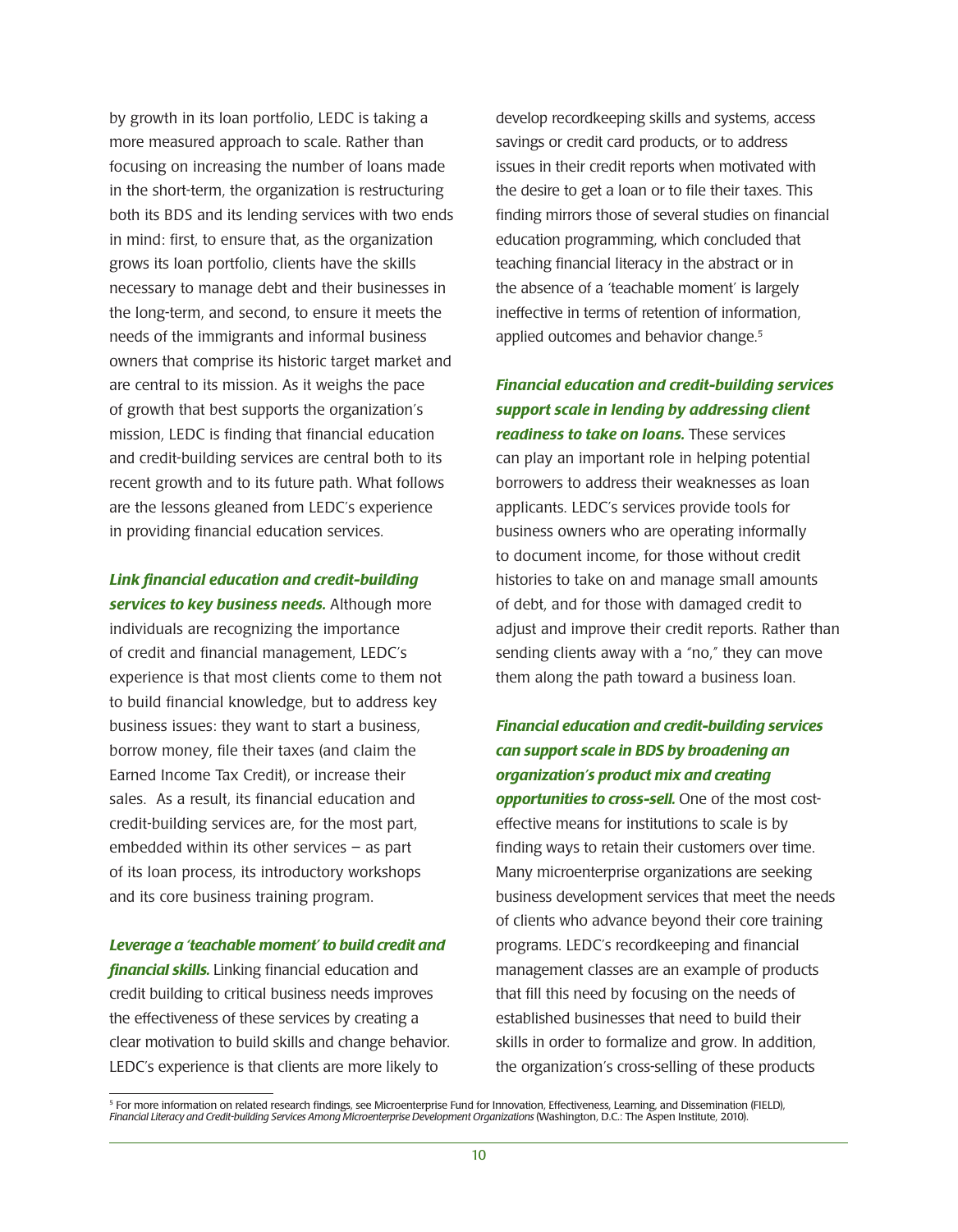by growth in its loan portfolio, LEDC is taking a more measured approach to scale. Rather than focusing on increasing the number of loans made in the short-term, the organization is restructuring both its BDS and its lending services with two ends in mind: first, to ensure that, as the organization grows its loan portfolio, clients have the skills necessary to manage debt and their businesses in the long-term, and second, to ensure it meets the needs of the immigrants and informal business owners that comprise its historic target market and are central to its mission. As it weighs the pace of growth that best supports the organization's mission, LEDC is finding that financial education and credit-building services are central both to its recent growth and to its future path. What follows are the lessons gleaned from LEDC's experience in providing financial education services.

***Link financial education and credit-building services to key business needs.*** Although more individuals are recognizing the importance of credit and financial management, LEDC's experience is that most clients come to them not to build financial knowledge, but to address key business issues: they want to start a business, borrow money, file their taxes (and claim the Earned Income Tax Credit), or increase their sales. As a result, its financial education and credit-building services are, for the most part, embedded within its other services – as part of its loan process, its introductory workshops and its core business training program.

***Leverage a 'teachable moment' to build credit and financial skills.*** Linking financial education and credit building to critical business needs improves the effectiveness of these services by creating a clear motivation to build skills and change behavior. LEDC's experience is that clients are more likely to develop recordkeeping skills and systems, access savings or credit card products, or to address issues in their credit reports when motivated with the desire to get a loan or to file their taxes. This finding mirrors those of several studies on financial education programming, which concluded that teaching financial literacy in the abstract or in the absence of a 'teachable moment' is largely ineffective in terms of retention of information, applied outcomes and behavior change.[5]

***Financial education and credit-building services support scale in lending by addressing client readiness to take on loans.*** These services can play an important role in helping potential borrowers to address their weaknesses as loan applicants. LEDC's services provide tools for business owners who are operating informally to document income, for those without credit histories to take on and manage small amounts of debt, and for those with damaged credit to adjust and improve their credit reports. Rather than sending clients away with a "no," they can move them along the path toward a business loan.

***Financial education and credit-building services can support scale in BDS by broadening an organization's product mix and creating opportunities to cross-sell.*** One of the most cost-effective means for institutions to scale is by finding ways to retain their customers over time. Many microenterprise organizations are seeking business development services that meet the needs of clients who advance beyond their core training programs. LEDC's recordkeeping and financial management classes are an example of products that fill this need by focusing on the needs of established businesses that need to build their skills in order to formalize and grow. In addition, the organization's cross-selling of these products

[5] For more information on related research findings, see Microenterprise Fund for Innovation, Effectiveness, Learning, and Dissemination (FIELD), *Financial Literacy and Credit-building Services Among Microenterprise Development Organizations* (Washington, D.C.: The Aspen Institute, 2010).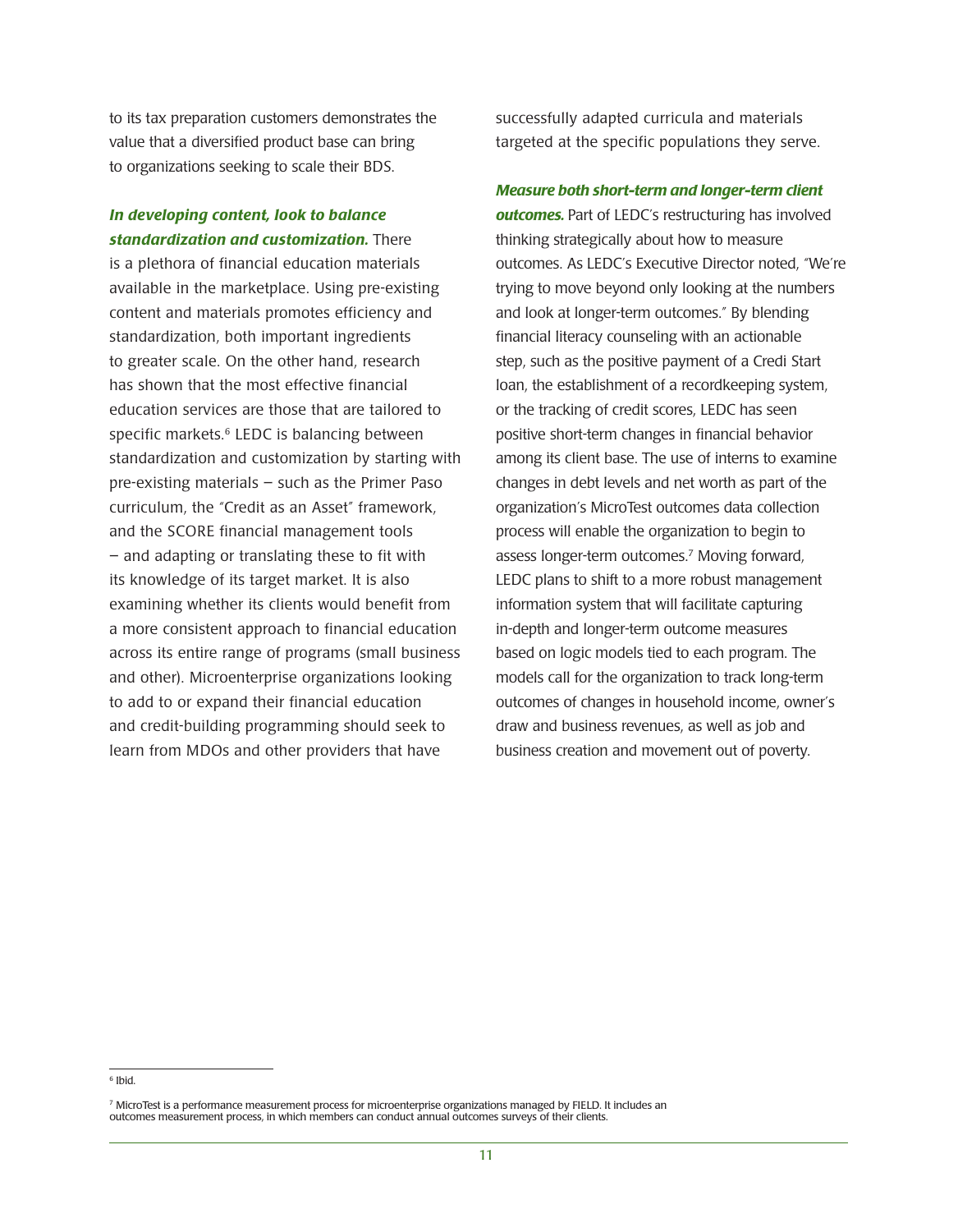to its tax preparation customers demonstrates the value that a diversified product base can bring to organizations seeking to scale their BDS.

***In developing content, look to balance standardization and customization.*** There is a plethora of financial education materials available in the marketplace. Using pre-existing content and materials promotes efficiency and standardization, both important ingredients to greater scale. On the other hand, research has shown that the most effective financial education services are those that are tailored to specific markets.[6] LEDC is balancing between standardization and customization by starting with pre-existing materials – such as the Primer Paso curriculum, the "Credit as an Asset" framework, and the SCORE financial management tools – and adapting or translating these to fit with its knowledge of its target market. It is also examining whether its clients would benefit from a more consistent approach to financial education across its entire range of programs (small business and other). Microenterprise organizations looking to add to or expand their financial education and credit-building programming should seek to learn from MDOs and other providers that have successfully adapted curricula and materials targeted at the specific populations they serve.

***Measure both short-term and longer-term client outcomes.*** Part of LEDC's restructuring has involved thinking strategically about how to measure outcomes. As LEDC's Executive Director noted, "We're trying to move beyond only looking at the numbers and look at longer-term outcomes." By blending financial literacy counseling with an actionable step, such as the positive payment of a Credi Start loan, the establishment of a recordkeeping system, or the tracking of credit scores, LEDC has seen positive short-term changes in financial behavior among its client base. The use of interns to examine changes in debt levels and net worth as part of the organization's MicroTest outcomes data collection process will enable the organization to begin to assess longer-term outcomes.[7] Moving forward, LEDC plans to shift to a more robust management information system that will facilitate capturing in-depth and longer-term outcome measures based on logic models tied to each program. The models call for the organization to track long-term outcomes of changes in household income, owner's draw and business revenues, as well as job and business creation and movement out of poverty.

---

[6] Ibid.

[7] MicroTest is a performance measurement process for microenterprise organizations managed by FIELD. It includes an outcomes measurement process, in which members can conduct annual outcomes surveys of their clients.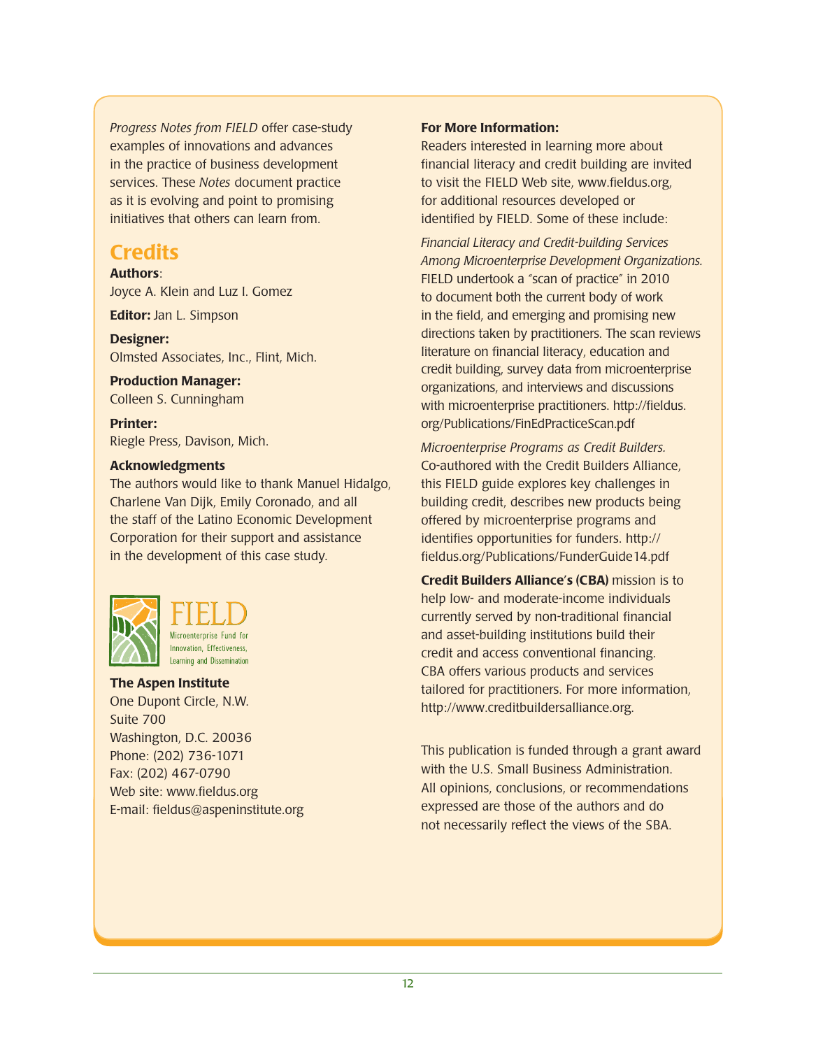*Progress Notes from FIELD* offer case-study examples of innovations and advances in the practice of business development services. These *Notes* document practice as it is evolving and point to promising initiatives that others can learn from.

## Credits

**Authors**:
Joyce A. Klein and Luz I. Gomez

**Editor:** Jan L. Simpson

**Designer:**
Olmsted Associates, Inc., Flint, Mich.

**Production Manager:**
Colleen S. Cunningham

**Printer:**
Riegle Press, Davison, Mich.

**Acknowledgments**

The authors would like to thank Manuel Hidalgo, Charlene Van Dijk, Emily Coronado, and all the staff of the Latino Economic Development Corporation for their support and assistance in the development of this case study.

FIELD
Microenterprise Fund for Innovation, Effectiveness, Learning and Dissemination

**The Aspen Institute**
One Dupont Circle, N.W.
Suite 700
Washington, D.C. 20036
Phone: (202) 736-1071
Fax: (202) 467-0790
Web site: www.fieldus.org
E-mail: fieldus@aspeninstitute.org

**For More Information:**

Readers interested in learning more about financial literacy and credit building are invited to visit the FIELD Web site, www.fieldus.org, for additional resources developed or identified by FIELD. Some of these include:

*Financial Literacy and Credit-building Services Among Microenterprise Development Organizations.* FIELD undertook a "scan of practice" in 2010 to document both the current body of work in the field, and emerging and promising new directions taken by practitioners. The scan reviews literature on financial literacy, education and credit building, survey data from microenterprise organizations, and interviews and discussions with microenterprise practitioners. http://fieldus.org/Publications/FinEdPracticeScan.pdf

*Microenterprise Programs as Credit Builders.* Co-authored with the Credit Builders Alliance, this FIELD guide explores key challenges in building credit, describes new products being offered by microenterprise programs and identifies opportunities for funders. http://fieldus.org/Publications/FunderGuide14.pdf

**Credit Builders Alliance's (CBA)** mission is to help low- and moderate-income individuals currently served by non-traditional financial and asset-building institutions build their credit and access conventional financing. CBA offers various products and services tailored for practitioners. For more information, http://www.creditbuildersalliance.org.

This publication is funded through a grant award with the U.S. Small Business Administration. All opinions, conclusions, or recommendations expressed are those of the authors and do not necessarily reflect the views of the SBA.